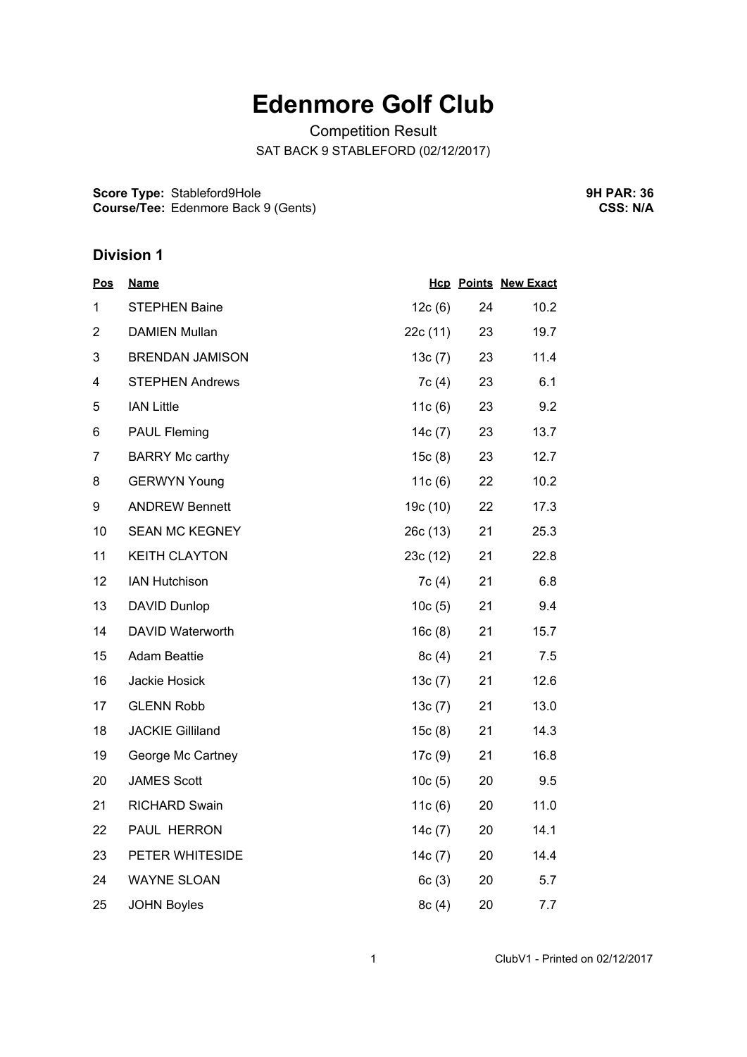# Edenmore Golf Club

Competition Result

SAT BACK 9 STABLEFORD (02/12/2017)

**Score Type:** Stableford9Hole
**Course/Tee:** Edenmore Back 9 (Gents)

**9H PAR: 36**
**CSS: N/A**

## Division 1

| Pos | Name | Hcp | Points | New Exact |
|---|---|---|---|---|
| 1 | STEPHEN Baine | 12c (6) | 24 | 10.2 |
| 2 | DAMIEN Mullan | 22c (11) | 23 | 19.7 |
| 3 | BRENDAN JAMISON | 13c (7) | 23 | 11.4 |
| 4 | STEPHEN Andrews | 7c (4) | 23 | 6.1 |
| 5 | IAN Little | 11c (6) | 23 | 9.2 |
| 6 | PAUL Fleming | 14c (7) | 23 | 13.7 |
| 7 | BARRY Mc carthy | 15c (8) | 23 | 12.7 |
| 8 | GERWYN Young | 11c (6) | 22 | 10.2 |
| 9 | ANDREW Bennett | 19c (10) | 22 | 17.3 |
| 10 | SEAN MC KEGNEY | 26c (13) | 21 | 25.3 |
| 11 | KEITH CLAYTON | 23c (12) | 21 | 22.8 |
| 12 | IAN Hutchison | 7c (4) | 21 | 6.8 |
| 13 | DAVID Dunlop | 10c (5) | 21 | 9.4 |
| 14 | DAVID Waterworth | 16c (8) | 21 | 15.7 |
| 15 | Adam Beattie | 8c (4) | 21 | 7.5 |
| 16 | Jackie Hosick | 13c (7) | 21 | 12.6 |
| 17 | GLENN Robb | 13c (7) | 21 | 13.0 |
| 18 | JACKIE Gilliland | 15c (8) | 21 | 14.3 |
| 19 | George Mc Cartney | 17c (9) | 21 | 16.8 |
| 20 | JAMES Scott | 10c (5) | 20 | 9.5 |
| 21 | RICHARD Swain | 11c (6) | 20 | 11.0 |
| 22 | PAUL HERRON | 14c (7) | 20 | 14.1 |
| 23 | PETER WHITESIDE | 14c (7) | 20 | 14.4 |
| 24 | WAYNE SLOAN | 6c (3) | 20 | 5.7 |
| 25 | JOHN Boyles | 8c (4) | 20 | 7.7 |

ClubV1 - Printed on 02/12/2017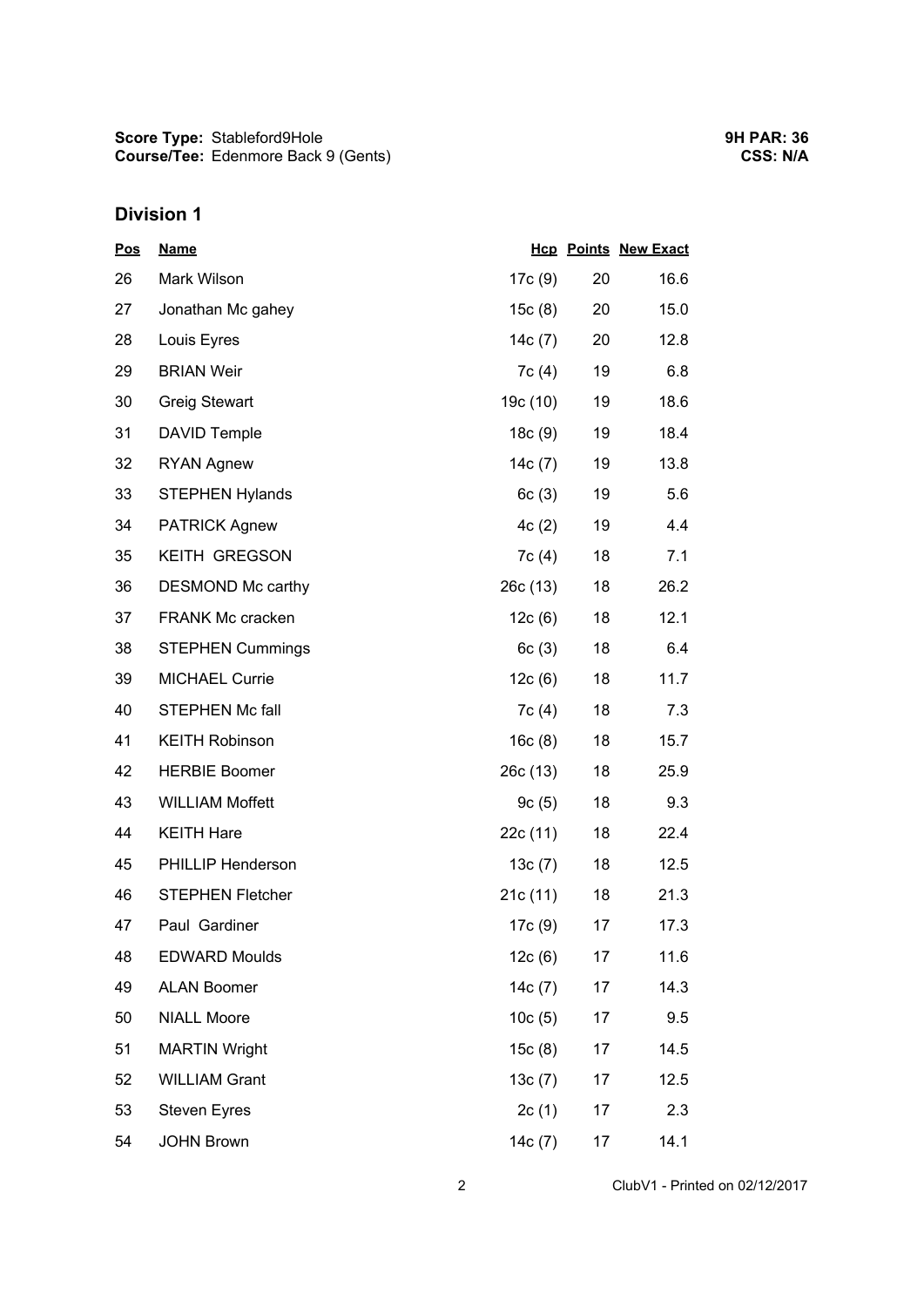**Score Type:** Stableford9Hole
**Course/Tee:** Edenmore Back 9 (Gents)

**9H PAR: 36**
**CSS: N/A**

## Division 1

| Pos | Name | Hcp | Points | New Exact |
|---|---|---|---|---|
| 26 | Mark Wilson | 17c (9) | 20 | 16.6 |
| 27 | Jonathan Mc gahey | 15c (8) | 20 | 15.0 |
| 28 | Louis Eyres | 14c (7) | 20 | 12.8 |
| 29 | BRIAN Weir | 7c (4) | 19 | 6.8 |
| 30 | Greig Stewart | 19c (10) | 19 | 18.6 |
| 31 | DAVID Temple | 18c (9) | 19 | 18.4 |
| 32 | RYAN Agnew | 14c (7) | 19 | 13.8 |
| 33 | STEPHEN Hylands | 6c (3) | 19 | 5.6 |
| 34 | PATRICK Agnew | 4c (2) | 19 | 4.4 |
| 35 | KEITH GREGSON | 7c (4) | 18 | 7.1 |
| 36 | DESMOND Mc carthy | 26c (13) | 18 | 26.2 |
| 37 | FRANK Mc cracken | 12c (6) | 18 | 12.1 |
| 38 | STEPHEN Cummings | 6c (3) | 18 | 6.4 |
| 39 | MICHAEL Currie | 12c (6) | 18 | 11.7 |
| 40 | STEPHEN Mc fall | 7c (4) | 18 | 7.3 |
| 41 | KEITH Robinson | 16c (8) | 18 | 15.7 |
| 42 | HERBIE Boomer | 26c (13) | 18 | 25.9 |
| 43 | WILLIAM Moffett | 9c (5) | 18 | 9.3 |
| 44 | KEITH Hare | 22c (11) | 18 | 22.4 |
| 45 | PHILLIP Henderson | 13c (7) | 18 | 12.5 |
| 46 | STEPHEN Fletcher | 21c (11) | 18 | 21.3 |
| 47 | Paul Gardiner | 17c (9) | 17 | 17.3 |
| 48 | EDWARD Moulds | 12c (6) | 17 | 11.6 |
| 49 | ALAN Boomer | 14c (7) | 17 | 14.3 |
| 50 | NIALL Moore | 10c (5) | 17 | 9.5 |
| 51 | MARTIN Wright | 15c (8) | 17 | 14.5 |
| 52 | WILLIAM Grant | 13c (7) | 17 | 12.5 |
| 53 | Steven Eyres | 2c (1) | 17 | 2.3 |
| 54 | JOHN Brown | 14c (7) | 17 | 14.1 |

ClubV1 - Printed on 02/12/2017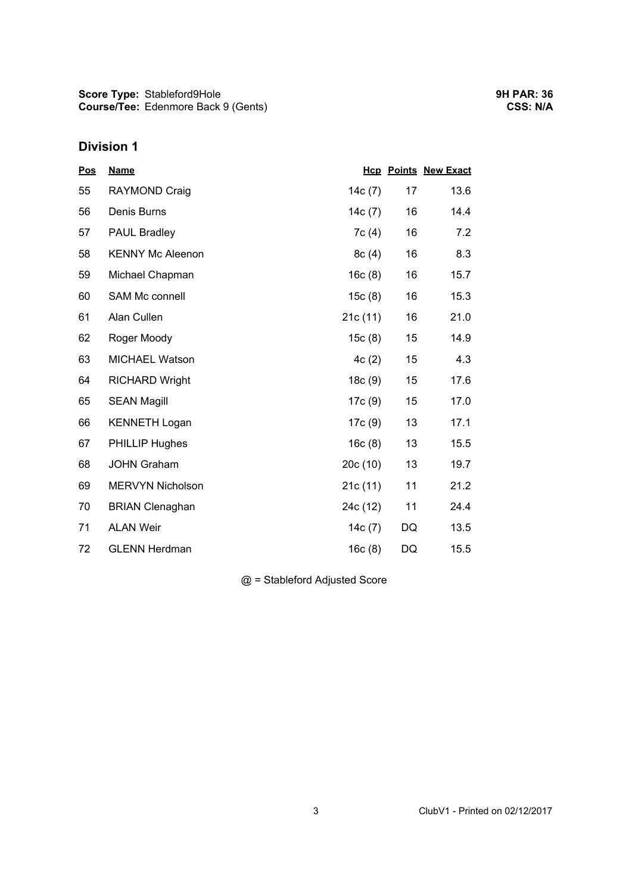**Score Type:** Stableford9Hole
**Course/Tee:** Edenmore Back 9 (Gents)

**9H PAR: 36**
**CSS: N/A**

## Division 1

| Pos | Name | Hcp | Points | New Exact |
|---|---|---|---|---|
| 55 | RAYMOND Craig | 14c (7) | 17 | 13.6 |
| 56 | Denis Burns | 14c (7) | 16 | 14.4 |
| 57 | PAUL Bradley | 7c (4) | 16 | 7.2 |
| 58 | KENNY Mc Aleenon | 8c (4) | 16 | 8.3 |
| 59 | Michael Chapman | 16c (8) | 16 | 15.7 |
| 60 | SAM Mc connell | 15c (8) | 16 | 15.3 |
| 61 | Alan Cullen | 21c (11) | 16 | 21.0 |
| 62 | Roger Moody | 15c (8) | 15 | 14.9 |
| 63 | MICHAEL Watson | 4c (2) | 15 | 4.3 |
| 64 | RICHARD Wright | 18c (9) | 15 | 17.6 |
| 65 | SEAN Magill | 17c (9) | 15 | 17.0 |
| 66 | KENNETH Logan | 17c (9) | 13 | 17.1 |
| 67 | PHILLIP Hughes | 16c (8) | 13 | 15.5 |
| 68 | JOHN Graham | 20c (10) | 13 | 19.7 |
| 69 | MERVYN Nicholson | 21c (11) | 11 | 21.2 |
| 70 | BRIAN Clenaghan | 24c (12) | 11 | 24.4 |
| 71 | ALAN Weir | 14c (7) | DQ | 13.5 |
| 72 | GLENN Herdman | 16c (8) | DQ | 15.5 |

@ = Stableford Adjusted Score

ClubV1 - Printed on 02/12/2017